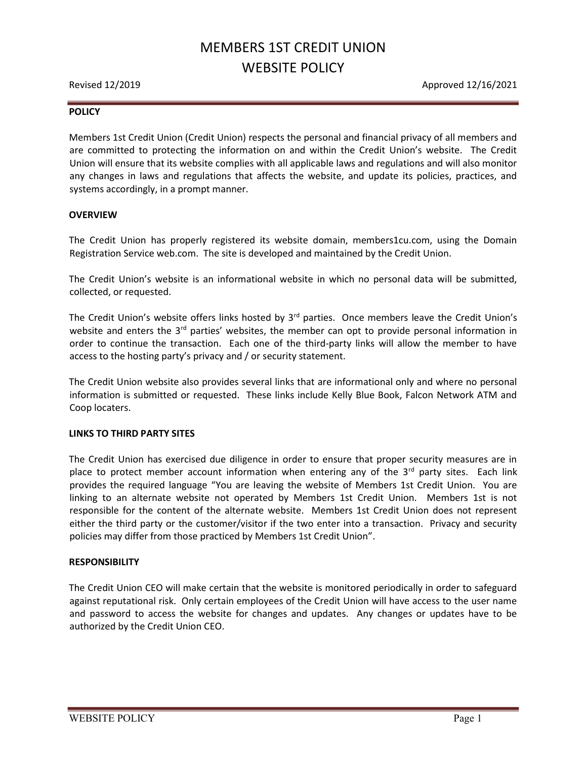# MEMBERS 1ST CREDIT UNION
# WEBSITE POLICY

Revised 12/2019 Approved 12/16/2021

## POLICY

Members 1st Credit Union (Credit Union) respects the personal and financial privacy of all members and are committed to protecting the information on and within the Credit Union's website. The Credit Union will ensure that its website complies with all applicable laws and regulations and will also monitor any changes in laws and regulations that affects the website, and update its policies, practices, and systems accordingly, in a prompt manner.

## OVERVIEW

The Credit Union has properly registered its website domain, members1cu.com, using the Domain Registration Service web.com. The site is developed and maintained by the Credit Union.

The Credit Union's website is an informational website in which no personal data will be submitted, collected, or requested.

The Credit Union's website offers links hosted by 3rd parties. Once members leave the Credit Union's website and enters the 3rd parties' websites, the member can opt to provide personal information in order to continue the transaction. Each one of the third-party links will allow the member to have access to the hosting party's privacy and / or security statement.

The Credit Union website also provides several links that are informational only and where no personal information is submitted or requested. These links include Kelly Blue Book, Falcon Network ATM and Coop locaters.

## LINKS TO THIRD PARTY SITES

The Credit Union has exercised due diligence in order to ensure that proper security measures are in place to protect member account information when entering any of the 3rd party sites. Each link provides the required language "You are leaving the website of Members 1st Credit Union. You are linking to an alternate website not operated by Members 1st Credit Union. Members 1st is not responsible for the content of the alternate website. Members 1st Credit Union does not represent either the third party or the customer/visitor if the two enter into a transaction. Privacy and security policies may differ from those practiced by Members 1st Credit Union".

## RESPONSIBILITY

The Credit Union CEO will make certain that the website is monitored periodically in order to safeguard against reputational risk. Only certain employees of the Credit Union will have access to the user name and password to access the website for changes and updates. Any changes or updates have to be authorized by the Credit Union CEO.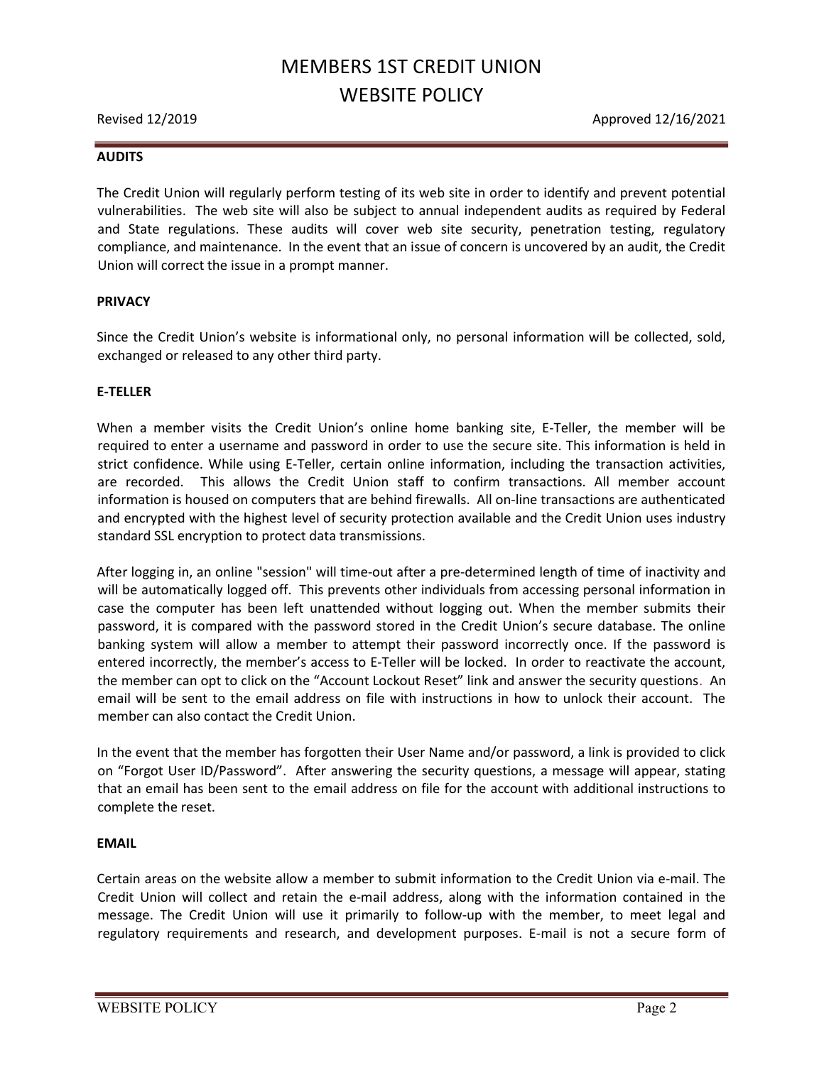## AUDITS

The Credit Union will regularly perform testing of its web site in order to identify and prevent potential vulnerabilities. The web site will also be subject to annual independent audits as required by Federal and State regulations. These audits will cover web site security, penetration testing, regulatory compliance, and maintenance. In the event that an issue of concern is uncovered by an audit, the Credit Union will correct the issue in a prompt manner.

## PRIVACY

Since the Credit Union's website is informational only, no personal information will be collected, sold, exchanged or released to any other third party.

## E-TELLER

When a member visits the Credit Union's online home banking site, E-Teller, the member will be required to enter a username and password in order to use the secure site. This information is held in strict confidence. While using E-Teller, certain online information, including the transaction activities, are recorded. This allows the Credit Union staff to confirm transactions. All member account information is housed on computers that are behind firewalls. All on-line transactions are authenticated and encrypted with the highest level of security protection available and the Credit Union uses industry standard SSL encryption to protect data transmissions.

After logging in, an online "session" will time-out after a pre-determined length of time of inactivity and will be automatically logged off. This prevents other individuals from accessing personal information in case the computer has been left unattended without logging out. When the member submits their password, it is compared with the password stored in the Credit Union's secure database. The online banking system will allow a member to attempt their password incorrectly once. If the password is entered incorrectly, the member's access to E-Teller will be locked. In order to reactivate the account, the member can opt to click on the "Account Lockout Reset" link and answer the security questions. An email will be sent to the email address on file with instructions in how to unlock their account. The member can also contact the Credit Union.

In the event that the member has forgotten their User Name and/or password, a link is provided to click on "Forgot User ID/Password". After answering the security questions, a message will appear, stating that an email has been sent to the email address on file for the account with additional instructions to complete the reset.

## EMAIL

Certain areas on the website allow a member to submit information to the Credit Union via e-mail. The Credit Union will collect and retain the e-mail address, along with the information contained in the message. The Credit Union will use it primarily to follow-up with the member, to meet legal and regulatory requirements and research, and development purposes. E-mail is not a secure form of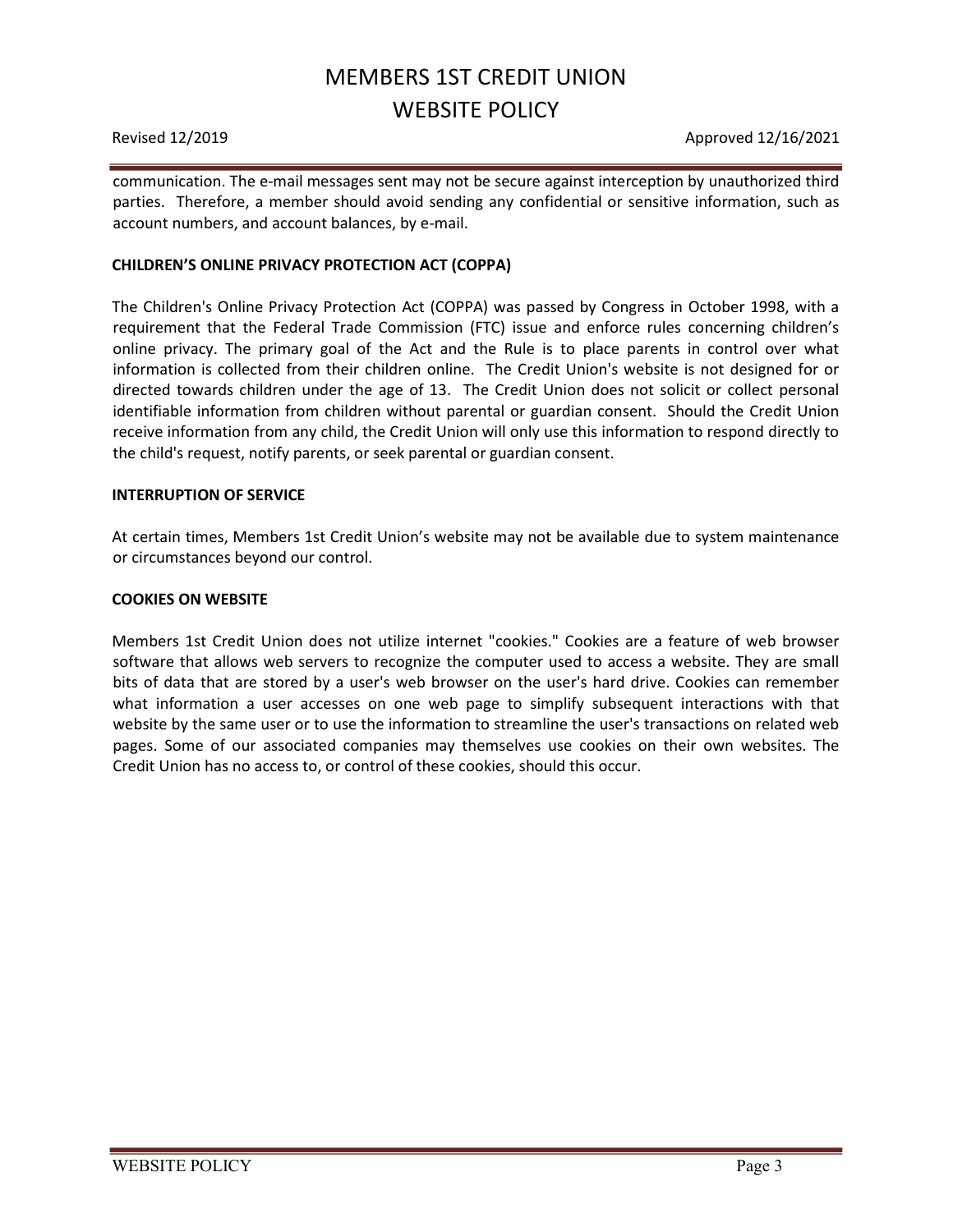communication. The e-mail messages sent may not be secure against interception by unauthorized third parties. Therefore, a member should avoid sending any confidential or sensitive information, such as account numbers, and account balances, by e-mail.

**CHILDREN'S ONLINE PRIVACY PROTECTION ACT (COPPA)**

The Children's Online Privacy Protection Act (COPPA) was passed by Congress in October 1998, with a requirement that the Federal Trade Commission (FTC) issue and enforce rules concerning children's online privacy. The primary goal of the Act and the Rule is to place parents in control over what information is collected from their children online. The Credit Union's website is not designed for or directed towards children under the age of 13. The Credit Union does not solicit or collect personal identifiable information from children without parental or guardian consent. Should the Credit Union receive information from any child, the Credit Union will only use this information to respond directly to the child's request, notify parents, or seek parental or guardian consent.

**INTERRUPTION OF SERVICE**

At certain times, Members 1st Credit Union's website may not be available due to system maintenance or circumstances beyond our control.

**COOKIES ON WEBSITE**

Members 1st Credit Union does not utilize internet "cookies." Cookies are a feature of web browser software that allows web servers to recognize the computer used to access a website. They are small bits of data that are stored by a user's web browser on the user's hard drive. Cookies can remember what information a user accesses on one web page to simplify subsequent interactions with that website by the same user or to use the information to streamline the user's transactions on related web pages. Some of our associated companies may themselves use cookies on their own websites. The Credit Union has no access to, or control of these cookies, should this occur.